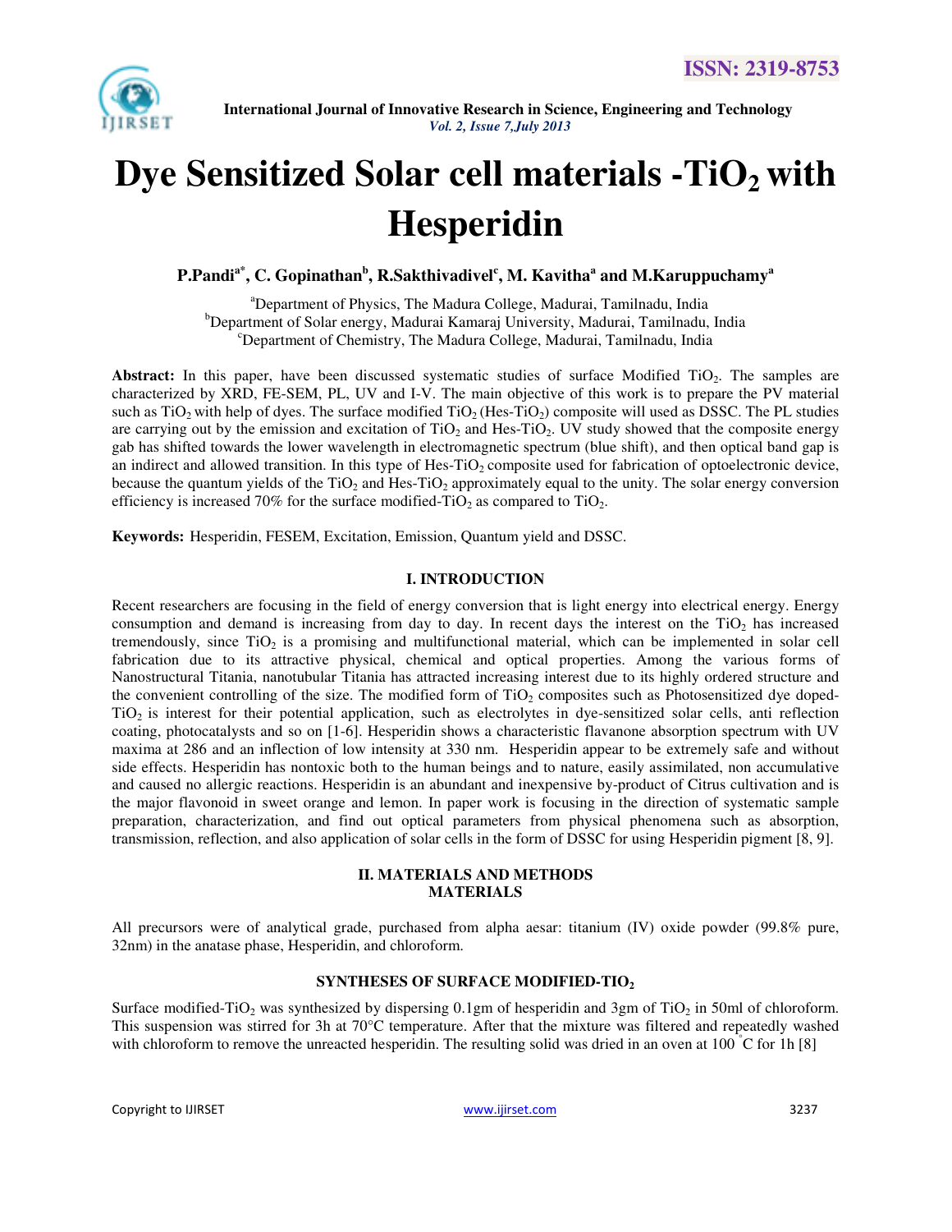# Dye Sensitized Solar cell materials - $TiO_2$ with Hesperidin

**P.Pandi[a*], C. Gopinathan[b], R.Sakthivadivel[c], M. Kavitha[a] and M.Karuppuchamy[a]**

[a]Department of Physics, The Madura College, Madurai, Tamilnadu, India
[b]Department of Solar energy, Madurai Kamaraj University, Madurai, Tamilnadu, India
[c]Department of Chemistry, The Madura College, Madurai, Tamilnadu, India

**Abstract:** In this paper, have been discussed systematic studies of surface Modified $TiO_2$. The samples are characterized by XRD, FE-SEM, PL, UV and I-V. The main objective of this work is to prepare the PV material such as $TiO_2$ with help of dyes. The surface modified $TiO_2$ (Hes-$TiO_2$) composite will used as DSSC. The PL studies are carrying out by the emission and excitation of $TiO_2$ and Hes-$TiO_2$. UV study showed that the composite energy gab has shifted towards the lower wavelength in electromagnetic spectrum (blue shift), and then optical band gap is an indirect and allowed transition. In this type of Hes-$TiO_2$ composite used for fabrication of optoelectronic device, because the quantum yields of the $TiO_2$ and Hes-$TiO_2$ approximately equal to the unity. The solar energy conversion efficiency is increased 70% for the surface modified-$TiO_2$ as compared to $TiO_2$.

**Keywords:** Hesperidin, FESEM, Excitation, Emission, Quantum yield and DSSC.

## I. INTRODUCTION

Recent researchers are focusing in the field of energy conversion that is light energy into electrical energy. Energy consumption and demand is increasing from day to day. In recent days the interest on the $TiO_2$ has increased tremendously, since $TiO_2$ is a promising and multifunctional material, which can be implemented in solar cell fabrication due to its attractive physical, chemical and optical properties. Among the various forms of Nanostructural Titania, nanotubular Titania has attracted increasing interest due to its highly ordered structure and the convenient controlling of the size. The modified form of $TiO_2$ composites such as Photosensitized dye doped-$TiO_2$ is interest for their potential application, such as electrolytes in dye-sensitized solar cells, anti reflection coating, photocatalysts and so on [1-6]. Hesperidin shows a characteristic flavanone absorption spectrum with UV maxima at 286 and an inflection of low intensity at 330 nm. Hesperidin appear to be extremely safe and without side effects. Hesperidin has nontoxic both to the human beings and to nature, easily assimilated, non accumulative and caused no allergic reactions. Hesperidin is an abundant and inexpensive by-product of Citrus cultivation and is the major flavonoid in sweet orange and lemon. In paper work is focusing in the direction of systematic sample preparation, characterization, and find out optical parameters from physical phenomena such as absorption, transmission, reflection, and also application of solar cells in the form of DSSC for using Hesperidin pigment [8, 9].

## II. MATERIALS AND METHODS

### MATERIALS

All precursors were of analytical grade, purchased from alpha aesar: titanium (IV) oxide powder (99.8% pure, 32nm) in the anatase phase, Hesperidin, and chloroform.

### SYNTHESES OF SURFACE MODIFIED-$TIO_2$

Surface modified-$TiO_2$ was synthesized by dispersing 0.1gm of hesperidin and 3gm of $TiO_2$ in 50ml of chloroform. This suspension was stirred for 3h at 70°C temperature. After that the mixture was filtered and repeatedly washed with chloroform to remove the unreacted hesperidin. The resulting solid was dried in an oven at 100 °C for 1h [8]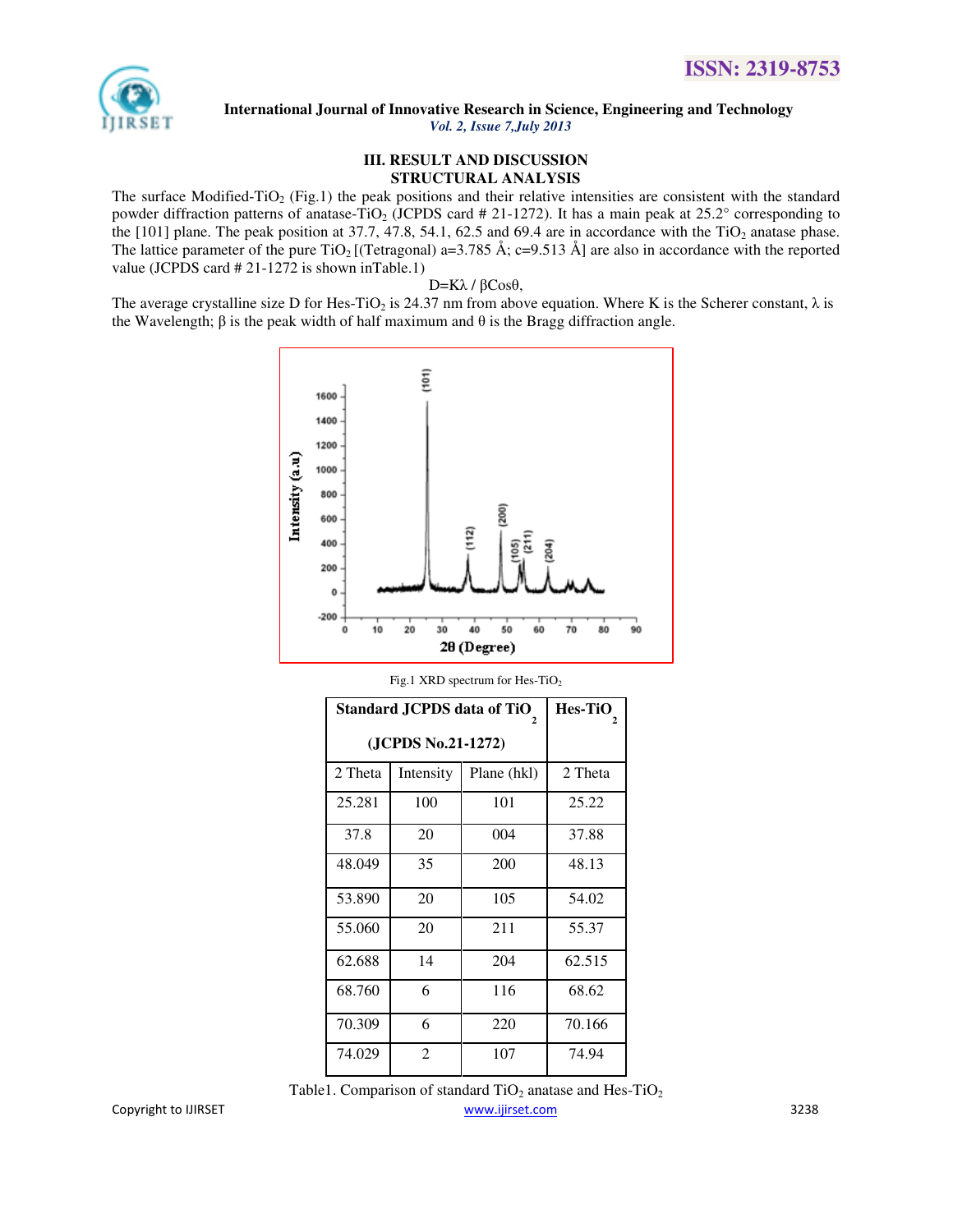## III. RESULT AND DISCUSSION

### STRUCTURAL ANALYSIS

The surface Modified-$TiO_2$ (Fig.1) the peak positions and their relative intensities are consistent with the standard powder diffraction patterns of anatase-$TiO_2$ (JCPDS card # 21-1272). It has a main peak at 25.2° corresponding to the [101] plane. The peak position at 37.7, 47.8, 54.1, 62.5 and 69.4 are in accordance with the $TiO_2$ anatase phase. The lattice parameter of the pure $TiO_2$ [(Tetragonal) a=3.785 Å; c=9.513 Å] are also in accordance with the reported value (JCPDS card # 21-1272 is shown inTable.1)

$$D = K\lambda / \beta \cos\theta,$$

The average crystalline size D for Hes-$TiO_2$ is 24.37 nm from above equation. Where K is the Scherer constant, λ is the Wavelength; β is the peak width of half maximum and θ is the Bragg diffraction angle.

Fig.1 XRD spectrum for Hes-$TiO_2$

| Standard JCPDS data of $TiO_2$ (JCPDS No.21-1272) | | | Hes-$TiO_2$ |
|---|---|---|---|
| 2 Theta | Intensity | Plane (hkl) | 2 Theta |
| 25.281 | 100 | 101 | 25.22 |
| 37.8 | 20 | 004 | 37.88 |
| 48.049 | 35 | 200 | 48.13 |
| 53.890 | 20 | 105 | 54.02 |
| 55.060 | 20 | 211 | 55.37 |
| 62.688 | 14 | 204 | 62.515 |
| 68.760 | 6 | 116 | 68.62 |
| 70.309 | 6 | 220 | 70.166 |
| 74.029 | 2 | 107 | 74.94 |

Table1. Comparison of standard $TiO_2$ anatase and Hes-$TiO_2$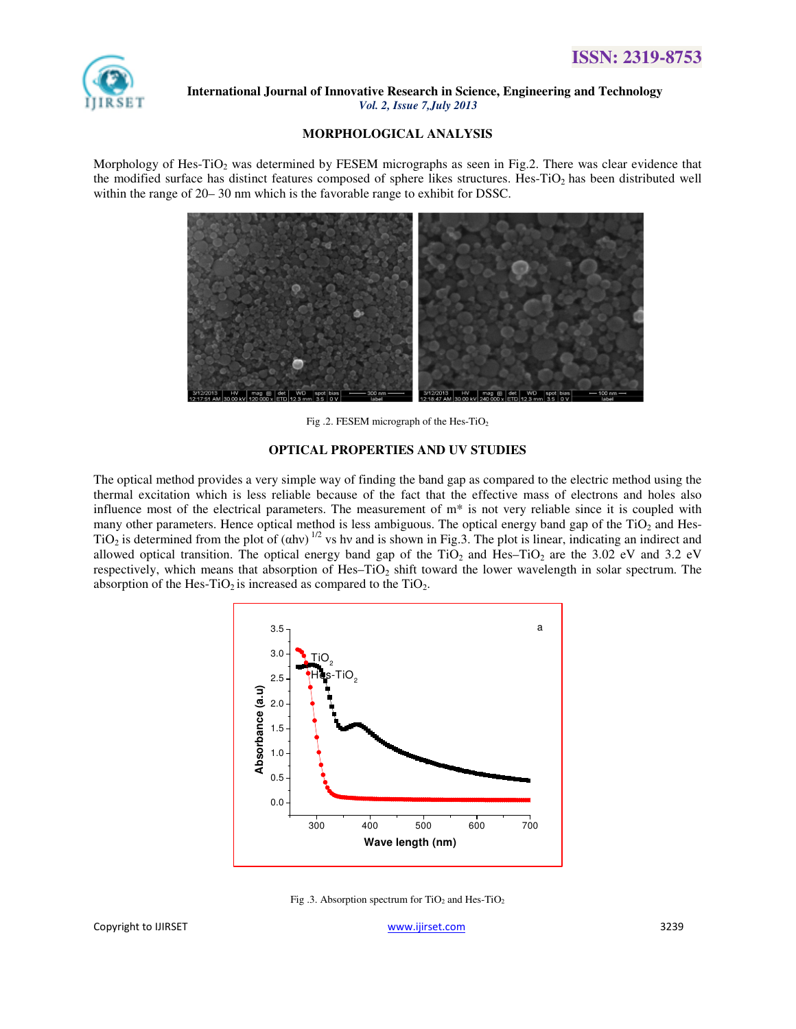## MORPHOLOGICAL ANALYSIS

Morphology of Hes-$TiO_2$ was determined by FESEM micrographs as seen in Fig.2. There was clear evidence that the modified surface has distinct features composed of sphere likes structures. Hes-$TiO_2$ has been distributed well within the range of 20– 30 nm which is the favorable range to exhibit for DSSC.

Fig .2. FESEM micrograph of the Hes-$TiO_2$

## OPTICAL PROPERTIES AND UV STUDIES

The optical method provides a very simple way of finding the band gap as compared to the electric method using the thermal excitation which is less reliable because of the fact that the effective mass of electrons and holes also influence most of the electrical parameters. The measurement of m* is not very reliable since it is coupled with many other parameters. Hence optical method is less ambiguous. The optical energy band gap of the $TiO_2$ and Hes-$TiO_2$ is determined from the plot of $(\alpha h\nu)^{1/2}$ vs hν and is shown in Fig.3. The plot is linear, indicating an indirect and allowed optical transition. The optical energy band gap of the $TiO_2$ and Hes–$TiO_2$ are the 3.02 eV and 3.2 eV respectively, which means that absorption of Hes–$TiO_2$ shift toward the lower wavelength in solar spectrum. The absorption of the Hes-$TiO_2$ is increased as compared to the $TiO_2$.

Fig .3. Absorption spectrum for $TiO_2$ and Hes-$TiO_2$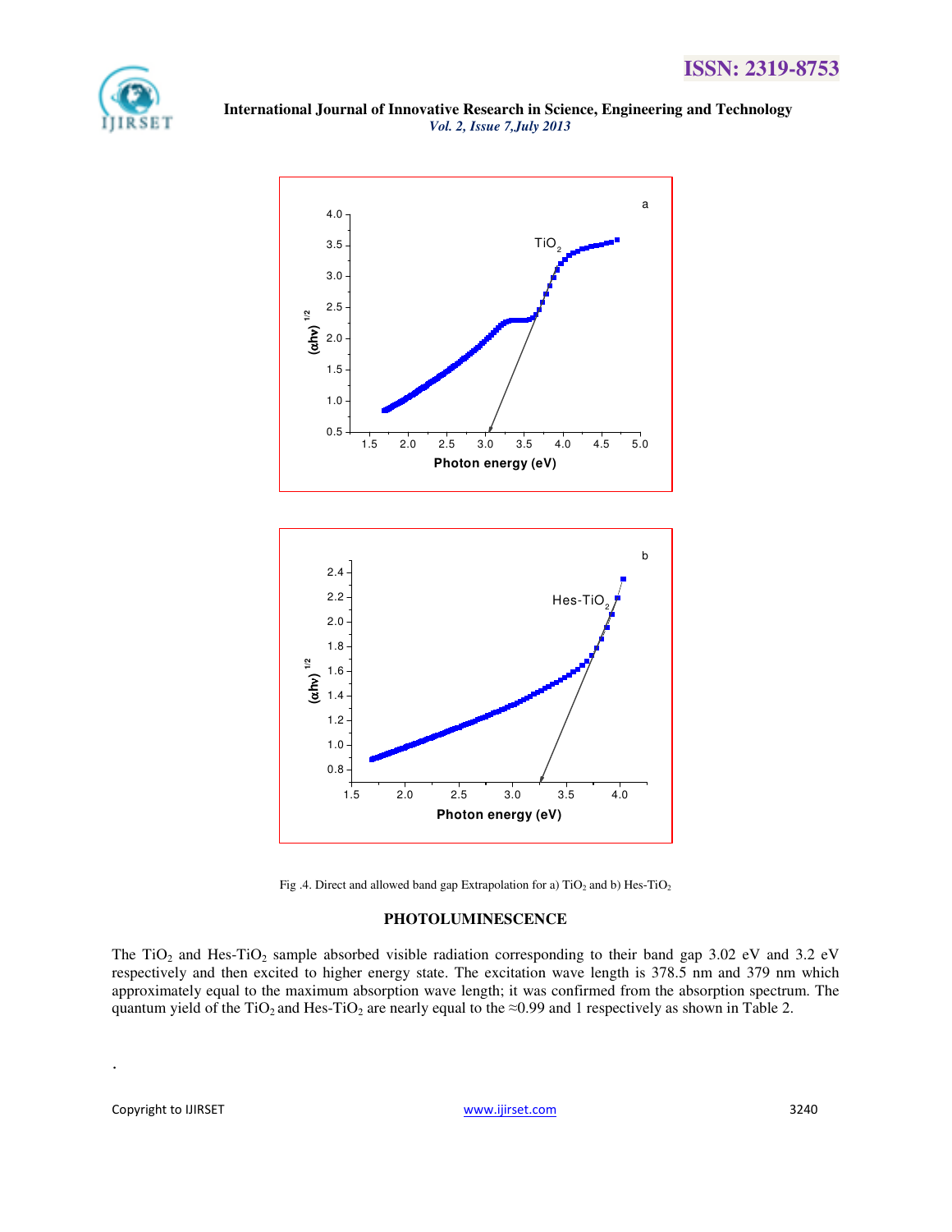Fig .4. Direct and allowed band gap Extrapolation for a) $TiO_2$ and b) Hes-$TiO_2$

### PHOTOLUMINESCENCE

The $TiO_2$ and Hes-$TiO_2$ sample absorbed visible radiation corresponding to their band gap 3.02 eV and 3.2 eV respectively and then excited to higher energy state. The excitation wave length is 378.5 nm and 379 nm which approximately equal to the maximum absorption wave length; it was confirmed from the absorption spectrum. The quantum yield of the $TiO_2$ and Hes-$TiO_2$ are nearly equal to the ≈0.99 and 1 respectively as shown in Table 2.

.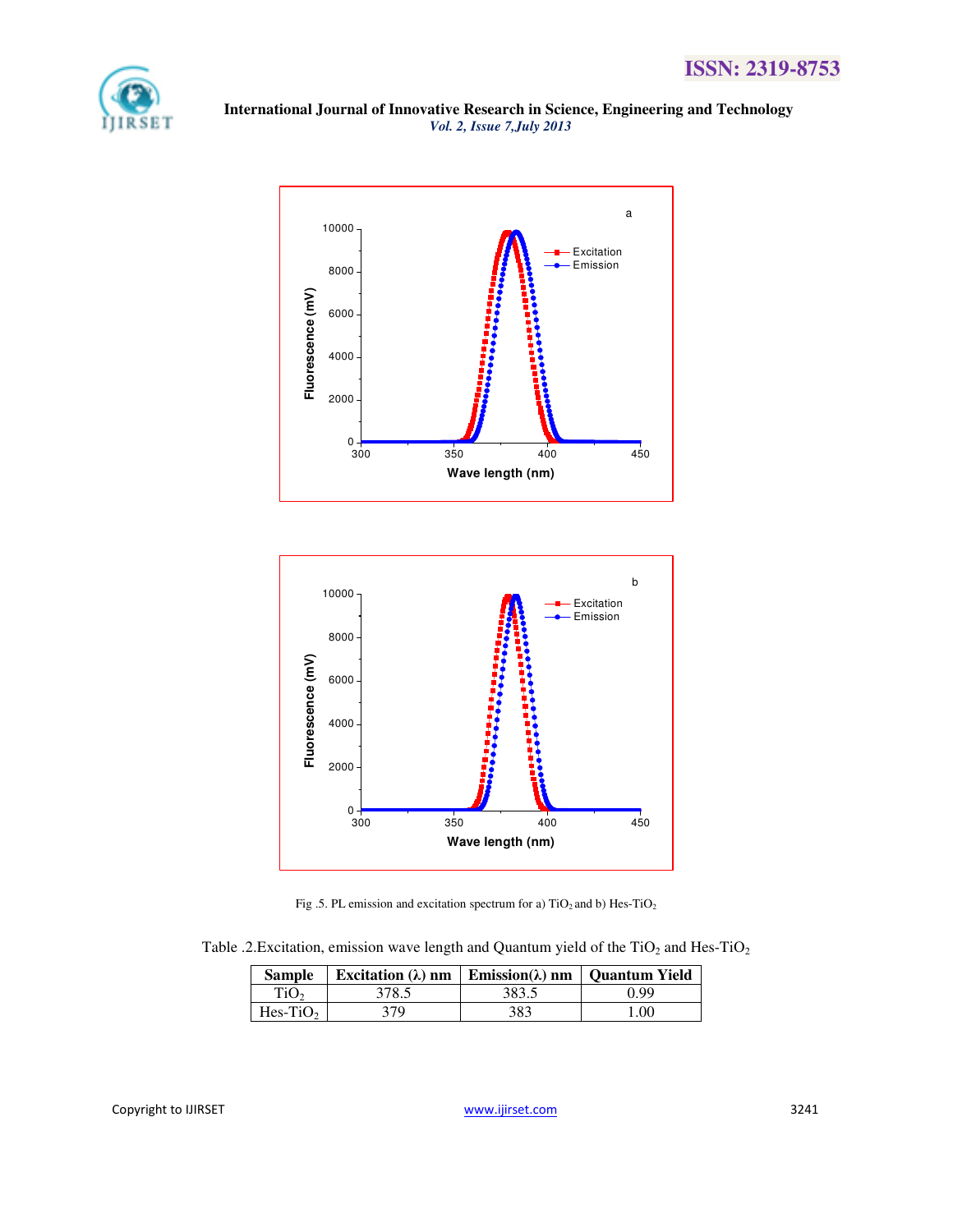Fig .5. PL emission and excitation spectrum for a) $TiO_2$ and b) Hes-$TiO_2$

Table .2.Excitation, emission wave length and Quantum yield of the $TiO_2$ and Hes-$TiO_2$

| Sample | Excitation (λ) nm | Emission(λ) nm | Quantum Yield |
|---|---|---|---|
| $TiO_2$ | 378.5 | 383.5 | 0.99 |
| Hes-$TiO_2$ | 379 | 383 | 1.00 |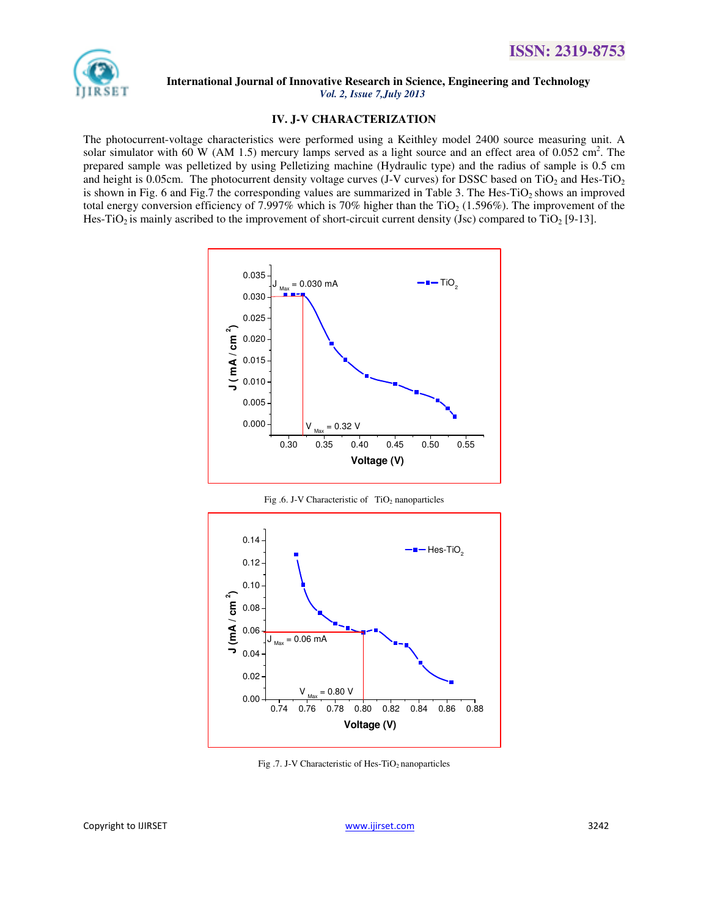## IV. J-V CHARACTERIZATION

The photocurrent-voltage characteristics were performed using a Keithley model 2400 source measuring unit. A solar simulator with 60 W (AM 1.5) mercury lamps served as a light source and an effect area of 0.052 $cm^2$. The prepared sample was pelletized by using Pelletizing machine (Hydraulic type) and the radius of sample is 0.5 cm and height is 0.05cm. The photocurrent density voltage curves (J-V curves) for DSSC based on $TiO_2$ and Hes-$TiO_2$ is shown in Fig. 6 and Fig.7 the corresponding values are summarized in Table 3. The Hes-$TiO_2$ shows an improved total energy conversion efficiency of 7.997% which is 70% higher than the $TiO_2$ (1.596%). The improvement of the Hes-$TiO_2$ is mainly ascribed to the improvement of short-circuit current density (Jsc) compared to $TiO_2$ [9-13].

Fig .6. J-V Characteristic of $TiO_2$ nanoparticles

Fig .7. J-V Characteristic of Hes-$TiO_2$ nanoparticles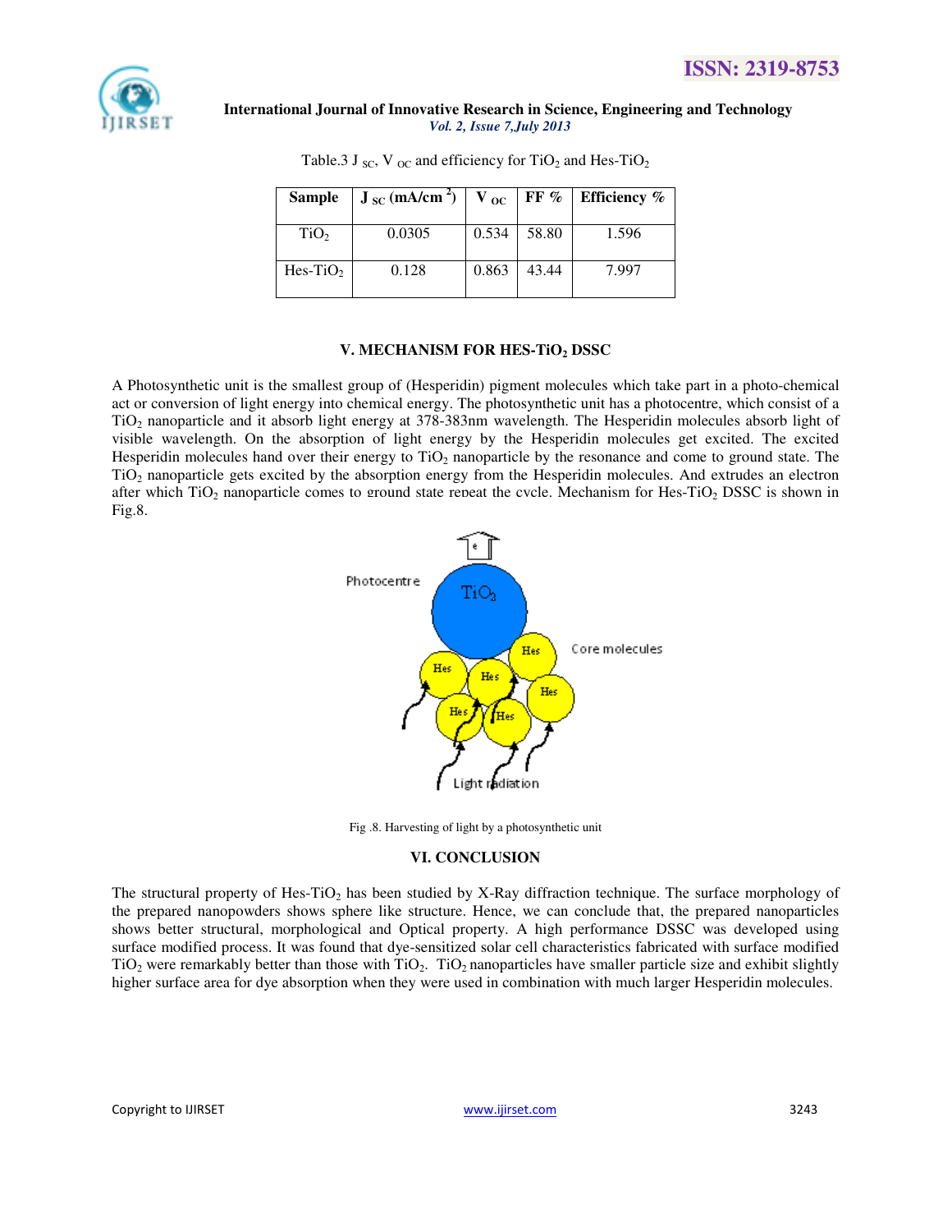Table.3 $J_{SC}$, $V_{OC}$ and efficiency for $TiO_2$ and Hes-$TiO_2$

| Sample | $J_{SC}$ (mA/cm $^2$) | $V_{OC}$ | FF % | Efficiency % |
|---|---|---|---|---|
| $TiO_2$ | 0.0305 | 0.534 | 58.80 | 1.596 |
| Hes-$TiO_2$ | 0.128 | 0.863 | 43.44 | 7.997 |

## V. MECHANISM FOR HES-$TiO_2$ DSSC

A Photosynthetic unit is the smallest group of (Hesperidin) pigment molecules which take part in a photo-chemical act or conversion of light energy into chemical energy. The photosynthetic unit has a photocentre, which consist of a $TiO_2$ nanoparticle and it absorb light energy at 378-383nm wavelength. The Hesperidin molecules absorb light of visible wavelength. On the absorption of light energy by the Hesperidin molecules get excited. The excited Hesperidin molecules hand over their energy to $TiO_2$ nanoparticle by the resonance and come to ground state. The $TiO_2$ nanoparticle gets excited by the absorption energy from the Hesperidin molecules. And extrudes an electron after which $TiO_2$ nanoparticle comes to ground state repeat the cycle. Mechanism for Hes-$TiO_2$ DSSC is shown in Fig.8.

Fig .8. Harvesting of light by a photosynthetic unit

## VI. CONCLUSION

The structural property of Hes-$TiO_2$ has been studied by X-Ray diffraction technique. The surface morphology of the prepared nanopowders shows sphere like structure. Hence, we can conclude that, the prepared nanoparticles shows better structural, morphological and Optical property. A high performance DSSC was developed using surface modified process. It was found that dye-sensitized solar cell characteristics fabricated with surface modified $TiO_2$ were remarkably better than those with $TiO_2$. $TiO_2$ nanoparticles have smaller particle size and exhibit slightly higher surface area for dye absorption when they were used in combination with much larger Hesperidin molecules.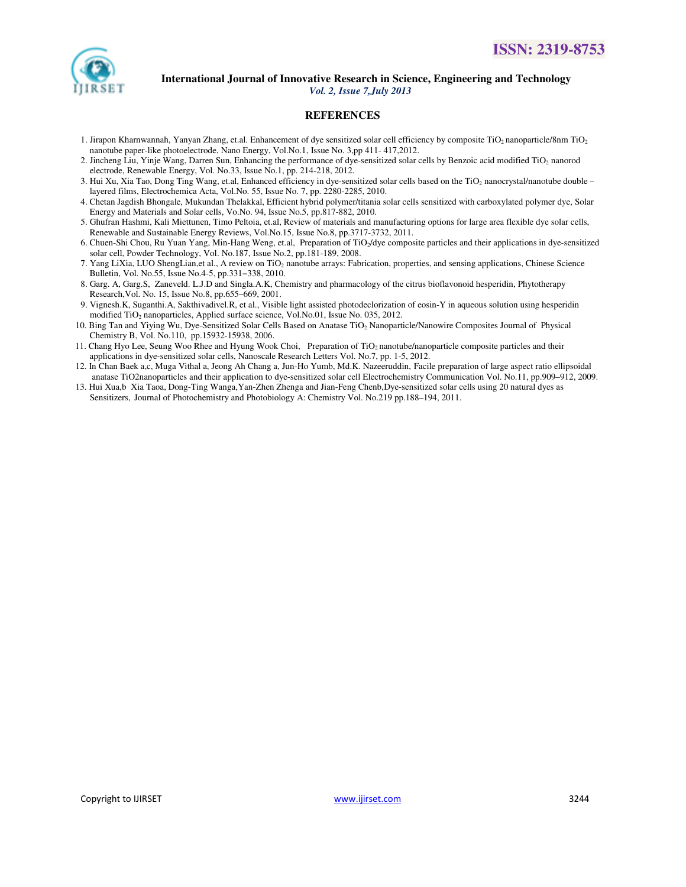## REFERENCES

1. Jirapon Kharnwannah, Yanyan Zhang, et.al. Enhancement of dye sensitized solar cell efficiency by composite $TiO_2$ nanoparticle/8nm $TiO_2$ nanotube paper-like photoelectrode, Nano Energy, Vol.No.1, Issue No. 3,pp 411- 417,2012.
2. Jincheng Liu, Yinje Wang, Darren Sun, Enhancing the performance of dye-sensitized solar cells by Benzoic acid modified $TiO_2$ nanorod electrode, Renewable Energy, Vol. No.33, Issue No.1, pp. 214-218, 2012.
3. Hui Xu, Xia Tao, Dong Ting Wang, et.al, Enhanced efficiency in dye-sensitized solar cells based on the $TiO_2$ nanocrystal/nanotube double – layered films, Electrochemica Acta, Vol.No. 55, Issue No. 7, pp. 2280-2285, 2010.
4. Chetan Jagdish Bhongale, Mukundan Thelakkal, Efficient hybrid polymer/titania solar cells sensitized with carboxylated polymer dye, Solar Energy and Materials and Solar cells, Vo.No. 94, Issue No.5, pp.817-882, 2010.
5. Ghufran Hashmi, Kali Miettunen, Timo Peltoia, et.al, Review of materials and manufacturing options for large area flexible dye solar cells, Renewable and Sustainable Energy Reviews, Vol.No.15, Issue No.8, pp.3717-3732, 2011.
6. Chuen-Shi Chou, Ru Yuan Yang, Min-Hang Weng, et.al, Preparation of $TiO_2$/dye composite particles and their applications in dye-sensitized solar cell, Powder Technology, Vol. No.187, Issue No.2, pp.181-189, 2008.
7. Yang LiXia, LUO ShengLian,et al., A review on $TiO_2$ nanotube arrays: Fabrication, properties, and sensing applications, Chinese Science Bulletin, Vol. No.55, Issue No.4-5, pp.331–338, 2010.
8. Garg. A, Garg.S, Zaneveld. L.J.D and Singla.A.K, Chemistry and pharmacology of the citrus bioflavonoid hesperidin, Phytotherapy Research,Vol. No. 15, Issue No.8, pp.655–669, 2001.
9. Vignesh.K, Suganthi.A, Sakthivadivel.R, et al., Visible light assisted photodeclorization of eosin-Y in aqueous solution using hesperidin modified $TiO_2$ nanoparticles, Applied surface science, Vol.No.01, Issue No. 035, 2012.
10. Bing Tan and Yiying Wu, Dye-Sensitized Solar Cells Based on Anatase $TiO_2$ Nanoparticle/Nanowire Composites Journal of Physical Chemistry B, Vol. No.110, pp.15932-15938, 2006.
11. Chang Hyo Lee, Seung Woo Rhee and Hyung Wook Choi, Preparation of $TiO_2$ nanotube/nanoparticle composite particles and their applications in dye-sensitized solar cells, Nanoscale Research Letters Vol. No.7, pp. 1-5, 2012.
12. In Chan Baek a,c, Muga Vithal a, Jeong Ah Chang a, Jun-Ho Yumb, Md.K. Nazeeruddin, Facile preparation of large aspect ratio ellipsoidal anatase $TiO_2$nanoparticles and their application to dye-sensitized solar cell Electrochemistry Communication Vol. No.11, pp.909–912, 2009.
13. Hui Xua,b Xia Taoa, Dong-Ting Wanga,Yan-Zhen Zhenga and Jian-Feng Chenb,Dye-sensitized solar cells using 20 natural dyes as Sensitizers, Journal of Photochemistry and Photobiology A: Chemistry Vol. No.219 pp.188–194, 2011.